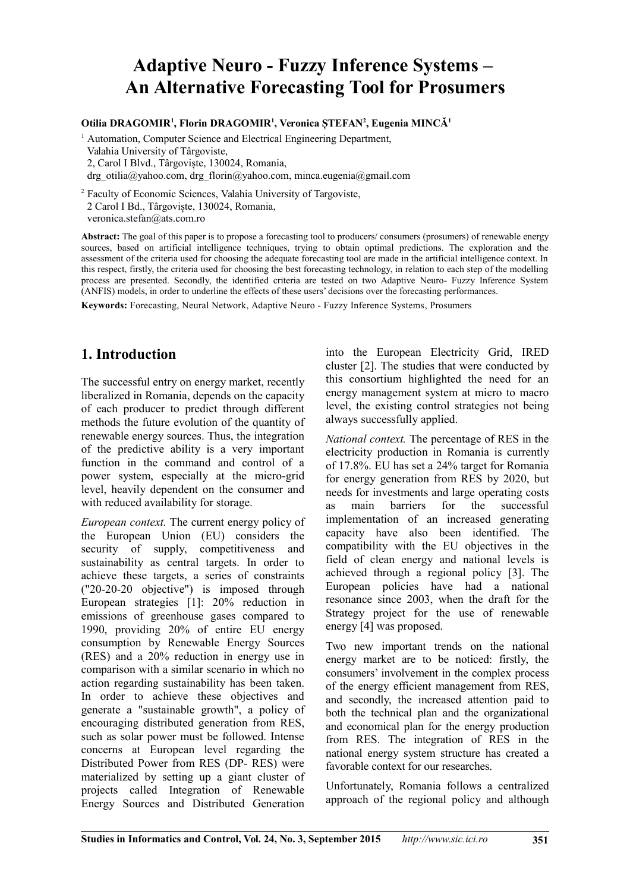# Adaptive Neuro - Fuzzy Inference Systems – An Alternative Forecasting Tool for Prosumers

**Otilia DRAGOMIR[1], Florin DRAGOMIR[1], Veronica ȘTEFAN[2], Eugenia MINCĂ[1]**

[1] Automation, Computer Science and Electrical Engineering Department, Valahia University of Târgoviște, 2, Carol I Blvd., Târgoviște, 130024, Romania, drg_otilia@yahoo.com, drg_florin@yahoo.com, minca.eugenia@gmail.com

[2] Faculty of Economic Sciences, Valahia University of Targoviste, 2 Carol I Bd., Târgovişte, 130024, Romania, veronica.stefan@ats.com.ro

**Abstract:** The goal of this paper is to propose a forecasting tool to producers/ consumers (prosumers) of renewable energy sources, based on artificial intelligence techniques, trying to obtain optimal predictions. The exploration and the assessment of the criteria used for choosing the adequate forecasting tool are made in the artificial intelligence context. In this respect, firstly, the criteria used for choosing the best forecasting technology, in relation to each step of the modelling process are presented. Secondly, the identified criteria are tested on two Adaptive Neuro- Fuzzy Inference System (ANFIS) models, in order to underline the effects of these users' decisions over the forecasting performances.

**Keywords:** Forecasting, Neural Network, Adaptive Neuro - Fuzzy Inference Systems, Prosumers

## 1. Introduction

The successful entry on energy market, recently liberalized in Romania, depends on the capacity of each producer to predict through different methods the future evolution of the quantity of renewable energy sources. Thus, the integration of the predictive ability is a very important function in the command and control of a power system, especially at the micro-grid level, heavily dependent on the consumer and with reduced availability for storage.

*European context.* The current energy policy of the European Union (EU) considers the security of supply, competitiveness and sustainability as central targets. In order to achieve these targets, a series of constraints ("20-20-20 objective") is imposed through European strategies [1]: 20% reduction in emissions of greenhouse gases compared to 1990, providing 20% of entire EU energy consumption by Renewable Energy Sources (RES) and a 20% reduction in energy use in comparison with a similar scenario in which no action regarding sustainability has been taken. In order to achieve these objectives and generate a "sustainable growth", a policy of encouraging distributed generation from RES, such as solar power must be followed. Intense concerns at European level regarding the Distributed Power from RES (DP- RES) were materialized by setting up a giant cluster of projects called Integration of Renewable Energy Sources and Distributed Generation into the European Electricity Grid, IRED cluster [2]. The studies that were conducted by this consortium highlighted the need for an energy management system at micro to macro level, the existing control strategies not being always successfully applied.

*National context.* The percentage of RES in the electricity production in Romania is currently of 17.8%. EU has set a 24% target for Romania for energy generation from RES by 2020, but needs for investments and large operating costs as main barriers for the successful implementation of an increased generating capacity have also been identified. The compatibility with the EU objectives in the field of clean energy and national levels is achieved through a regional policy [3]. The European policies have had a national resonance since 2003, when the draft for the Strategy project for the use of renewable energy [4] was proposed.

Two new important trends on the national energy market are to be noticed: firstly, the consumers' involvement in the complex process of the energy efficient management from RES, and secondly, the increased attention paid to both the technical plan and the organizational and economical plan for the energy production from RES. The integration of RES in the national energy system structure has created a favorable context for our researches.

Unfortunately, Romania follows a centralized approach of the regional policy and although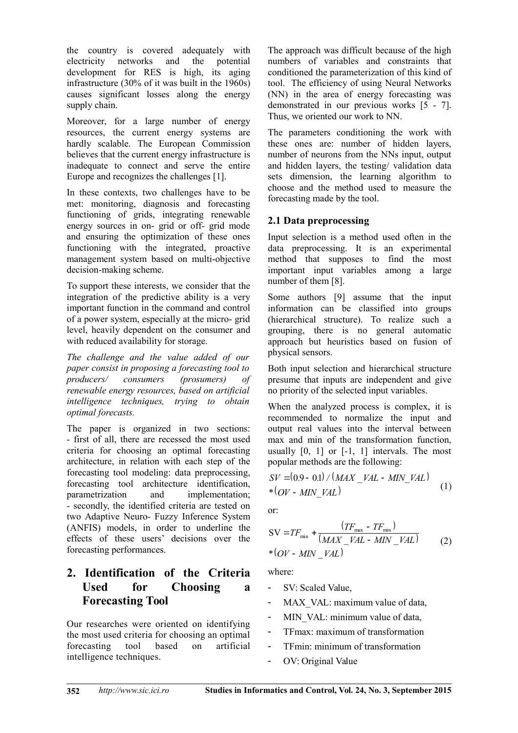the country is covered adequately with electricity networks and the potential development for RES is high, its aging infrastructure (30% of it was built in the 1960s) causes significant losses along the energy supply chain.

Moreover, for a large number of energy resources, the current energy systems are hardly scalable. The European Commission believes that the current energy infrastructure is inadequate to connect and serve the entire Europe and recognizes the challenges [1].

In these contexts, two challenges have to be met: monitoring, diagnosis and forecasting functioning of grids, integrating renewable energy sources in on- grid or off- grid mode and ensuring the optimization of these ones functioning with the integrated, proactive management system based on multi-objective decision-making scheme.

To support these interests, we consider that the integration of the predictive ability is a very important function in the command and control of a power system, especially at the micro- grid level, heavily dependent on the consumer and with reduced availability for storage.

*The challenge and the value added of our paper consist in proposing a forecasting tool to producers/ consumers (prosumers) of renewable energy resources, based on artificial intelligence techniques, trying to obtain optimal forecasts.*

The paper is organized in two sections:
- first of all, there are recessed the most used criteria for choosing an optimal forecasting architecture, in relation with each step of the forecasting tool modeling: data preprocessing, forecasting tool architecture identification, parametrization and implementation;
- secondly, the identified criteria are tested on two Adaptive Neuro- Fuzzy Inference System (ANFIS) models, in order to underline the effects of these users' decisions over the forecasting performances.

## 2. Identification of the Criteria Used for Choosing a Forecasting Tool

Our researches were oriented on identifying the most used criteria for choosing an optimal forecasting tool based on artificial intelligence techniques.

The approach was difficult because of the high numbers of variables and constraints that conditioned the parameterization of this kind of tool. The efficiency of using Neural Networks (NN) in the area of energy forecasting was demonstrated in our previous works [5 - 7]. Thus, we oriented our work to NN.

The parameters conditioning the work with these ones are: number of hidden layers, number of neurons from the NNs input, output and hidden layers, the testing/ validation data sets dimension, the learning algorithm to choose and the method used to measure the forecasting made by the tool.

### 2.1 Data preprocessing

Input selection is a method used often in the data preprocessing. It is an experimental method that supposes to find the most important input variables among a large number of them [8].

Some authors [9] assume that the input information can be classified into groups (hierarchical structure). To realize such a grouping, there is no general automatic approach but heuristics based on fusion of physical sensors.

Both input selection and hierarchical structure presume that inputs are independent and give no priority of the selected input variables.

When the analyzed process is complex, it is recommended to normalize the input and output real values into the interval between max and min of the transformation function, usually [0, 1] or [-1, 1] intervals. The most popular methods are the following:

$$SV = (0.9 - 0.1) / (MAX\_VAL - MIN\_VAL) * (OV - MIN\_VAL) \quad (1)$$

or:

$$\text{SV} = TF_{\min} + \frac{(TF_{\max} - TF_{\min})}{(MAX\_VAL - MIN\_VAL)} * (OV - MIN\_VAL) \quad (2)$$

where:

- SV: Scaled Value,
- MAX_VAL: maximum value of data,
- MIN_VAL: minimum value of data,
- TFmax: maximum of transformation
- TFmin: minimum of transformation
- OV: Original Value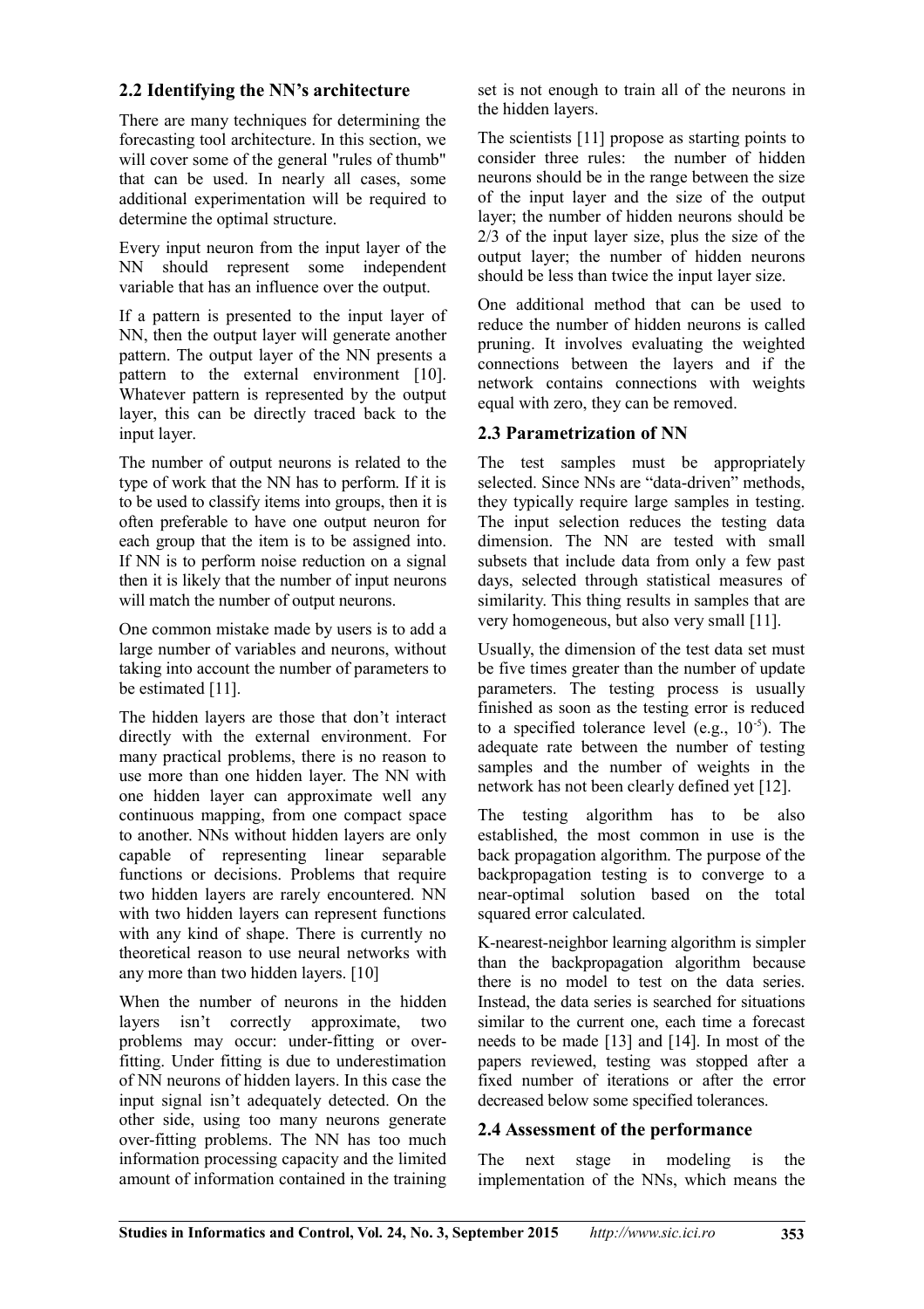### 2.2 Identifying the NN's architecture

There are many techniques for determining the forecasting tool architecture. In this section, we will cover some of the general "rules of thumb" that can be used. In nearly all cases, some additional experimentation will be required to determine the optimal structure.

Every input neuron from the input layer of the NN should represent some independent variable that has an influence over the output.

If a pattern is presented to the input layer of NN, then the output layer will generate another pattern. The output layer of the NN presents a pattern to the external environment [10]. Whatever pattern is represented by the output layer, this can be directly traced back to the input layer.

The number of output neurons is related to the type of work that the NN has to perform. If it is to be used to classify items into groups, then it is often preferable to have one output neuron for each group that the item is to be assigned into. If NN is to perform noise reduction on a signal then it is likely that the number of input neurons will match the number of output neurons.

One common mistake made by users is to add a large number of variables and neurons, without taking into account the number of parameters to be estimated [11].

The hidden layers are those that don't interact directly with the external environment. For many practical problems, there is no reason to use more than one hidden layer. The NN with one hidden layer can approximate well any continuous mapping, from one compact space to another. NNs without hidden layers are only capable of representing linear separable functions or decisions. Problems that require two hidden layers are rarely encountered. NN with two hidden layers can represent functions with any kind of shape. There is currently no theoretical reason to use neural networks with any more than two hidden layers. [10]

When the number of neurons in the hidden layers isn't correctly approximate, two problems may occur: under-fitting or over-fitting. Under fitting is due to underestimation of NN neurons of hidden layers. In this case the input signal isn't adequately detected. On the other side, using too many neurons generate over-fitting problems. The NN has too much information processing capacity and the limited amount of information contained in the training set is not enough to train all of the neurons in the hidden layers.

The scientists [11] propose as starting points to consider three rules: the number of hidden neurons should be in the range between the size of the input layer and the size of the output layer; the number of hidden neurons should be 2/3 of the input layer size, plus the size of the output layer; the number of hidden neurons should be less than twice the input layer size.

One additional method that can be used to reduce the number of hidden neurons is called pruning. It involves evaluating the weighted connections between the layers and if the network contains connections with weights equal with zero, they can be removed.

### 2.3 Parametrization of NN

The test samples must be appropriately selected. Since NNs are "data-driven" methods, they typically require large samples in testing. The input selection reduces the testing data dimension. The NN are tested with small subsets that include data from only a few past days, selected through statistical measures of similarity. This thing results in samples that are very homogeneous, but also very small [11].

Usually, the dimension of the test data set must be five times greater than the number of update parameters. The testing process is usually finished as soon as the testing error is reduced to a specified tolerance level (e.g., $10^{-5}$). The adequate rate between the number of testing samples and the number of weights in the network has not been clearly defined yet [12].

The testing algorithm has to be also established, the most common in use is the back propagation algorithm. The purpose of the backpropagation testing is to converge to a near-optimal solution based on the total squared error calculated.

K-nearest-neighbor learning algorithm is simpler than the backpropagation algorithm because there is no model to test on the data series. Instead, the data series is searched for situations similar to the current one, each time a forecast needs to be made [13] and [14]. In most of the papers reviewed, testing was stopped after a fixed number of iterations or after the error decreased below some specified tolerances.

### 2.4 Assessment of the performance

The next stage in modeling is the implementation of the NNs, which means the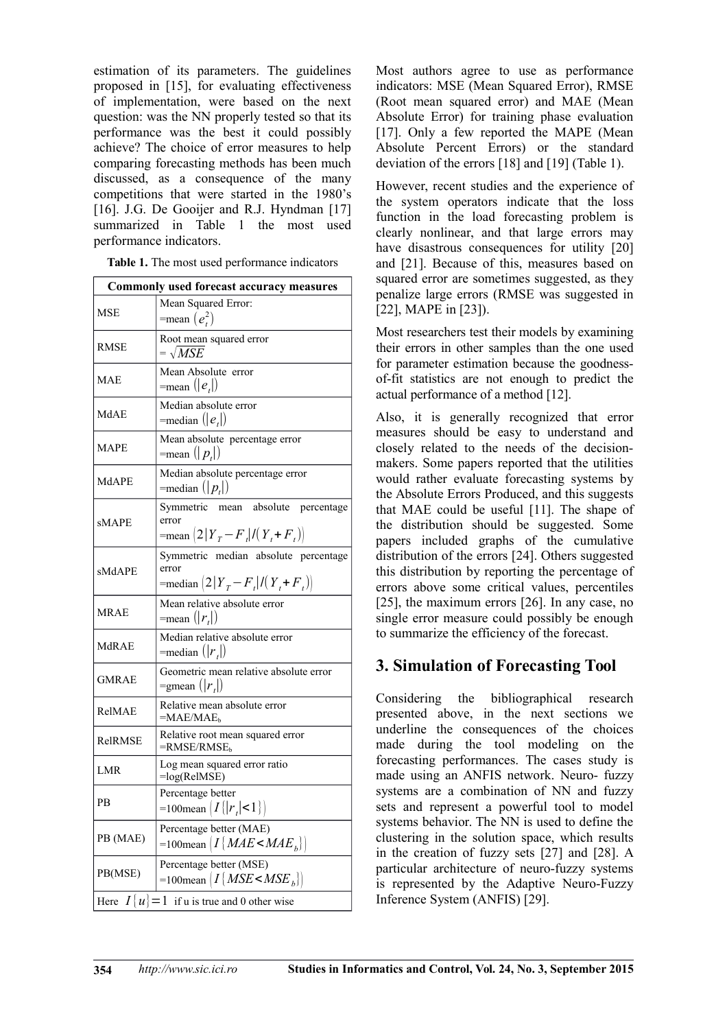estimation of its parameters. The guidelines proposed in [15], for evaluating effectiveness of implementation, were based on the next question: was the NN properly tested so that its performance was the best it could possibly achieve? The choice of error measures to help comparing forecasting methods has been much discussed, as a consequence of the many competitions that were started in the 1980's [16]. J.G. De Gooijer and R.J. Hyndman [17] summarized in Table 1 the most used performance indicators.

**Table 1.** The most used performance indicators

| Commonly used forecast accuracy measures | |
|---|---|
| MSE | Mean Squared Error: =mean $(e_t^2)$ |
| RMSE | Root mean squared error = $\sqrt{MSE}$ |
| MAE | Mean Absolute error =mean $(\lvert e_t \rvert)$ |
| MdAE | Median absolute error =median $(\lvert e_t \rvert)$ |
| MAPE | Mean absolute percentage error =mean $(\lvert p_t \rvert)$ |
| MdAPE | Median absolute percentage error =median $(\lvert p_t \rvert)$ |
| sMAPE | Symmetric mean absolute percentage error =mean $(2\lvert Y_T - F_t \rvert / (Y_t + F_t))$ |
| sMdAPE | Symmetric median absolute percentage error =median $(2\lvert Y_T - F_t \rvert / (Y_t + F_t))$ |
| MRAE | Mean relative absolute error =mean $(\lvert r_t \rvert)$ |
| MdRAE | Median relative absolute error =median $(\lvert r_t \rvert)$ |
| GMRAE | Geometric mean relative absolute error =gmean $(\lvert r_t \rvert)$ |
| RelMAE | Relative mean absolute error =MAE/$MAE_b$ |
| RelRMSE | Relative root mean squared error =RMSE/$RMSE_b$ |
| LMR | Log mean squared error ratio =log(RelMSE) |
| PB | Percentage better =100mean $(I\{\lvert r_t \rvert < 1\})$ |
| PB (MAE) | Percentage better (MAE) =100mean $(I\{MAE < MAE_b\})$ |
| PB(MSE) | Percentage better (MSE) =100mean $(I\{MSE < MSE_b\})$ |
| Here $I\{u\}=1$ if u is true and 0 other wise | |

Most authors agree to use as performance indicators: MSE (Mean Squared Error), RMSE (Root mean squared error) and MAE (Mean Absolute Error) for training phase evaluation [17]. Only a few reported the MAPE (Mean Absolute Percent Errors) or the standard deviation of the errors [18] and [19] (Table 1).

However, recent studies and the experience of the system operators indicate that the loss function in the load forecasting problem is clearly nonlinear, and that large errors may have disastrous consequences for utility [20] and [21]. Because of this, measures based on squared error are sometimes suggested, as they penalize large errors (RMSE was suggested in [22], MAPE in [23]).

Most researchers test their models by examining their errors in other samples than the one used for parameter estimation because the goodness-of-fit statistics are not enough to predict the actual performance of a method [12].

Also, it is generally recognized that error measures should be easy to understand and closely related to the needs of the decision-makers. Some papers reported that the utilities would rather evaluate forecasting systems by the Absolute Errors Produced, and this suggests that MAE could be useful [11]. The shape of the distribution should be suggested. Some papers included graphs of the cumulative distribution of the errors [24]. Others suggested this distribution by reporting the percentage of errors above some critical values, percentiles [25], the maximum errors [26]. In any case, no single error measure could possibly be enough to summarize the efficiency of the forecast.

## 3. Simulation of Forecasting Tool

Considering the bibliographical research presented above, in the next sections we underline the consequences of the choices made during the tool modeling on the forecasting performances. The cases study is made using an ANFIS network. Neuro- fuzzy systems are a combination of NN and fuzzy sets and represent a powerful tool to model systems behavior. The NN is used to define the clustering in the solution space, which results in the creation of fuzzy sets [27] and [28]. A particular architecture of neuro-fuzzy systems is represented by the Adaptive Neuro-Fuzzy Inference System (ANFIS) [29].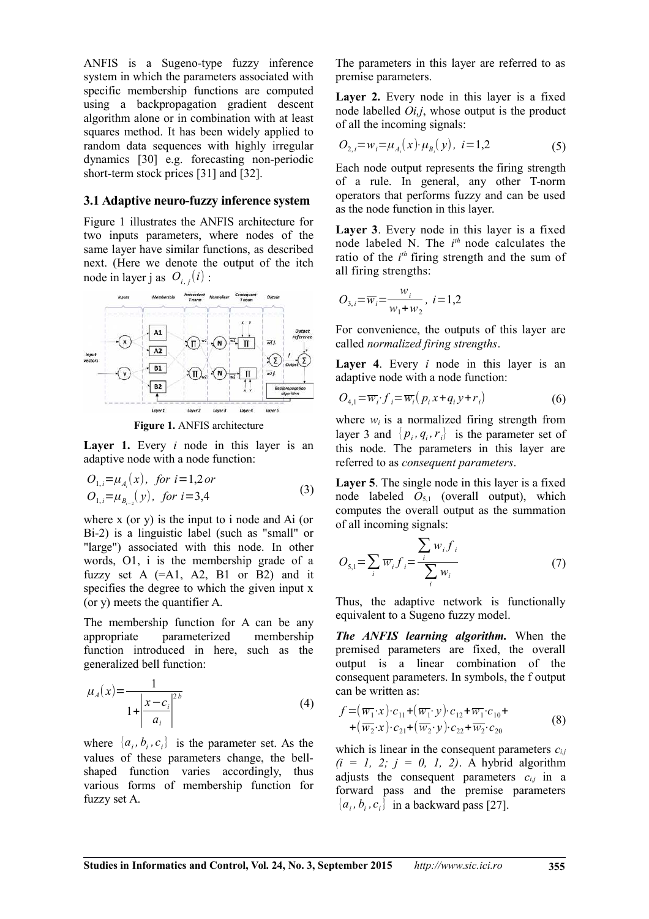ANFIS is a Sugeno-type fuzzy inference system in which the parameters associated with specific membership functions are computed using a backpropagation gradient descent algorithm alone or in combination with at least squares method. It has been widely applied to random data sequences with highly irregular dynamics [30] e.g. forecasting non-periodic short-term stock prices [31] and [32].

### 3.1 Adaptive neuro-fuzzy inference system

Figure 1 illustrates the ANFIS architecture for two inputs parameters, where nodes of the same layer have similar functions, as described next. (Here we denote the output of the itch node in layer j as $O_{i,j}(i)$ :

**Figure 1.** ANFIS architecture

**Layer 1.** Every *i* node in this layer is an adaptive node with a node function:

$$O_{1,i} = \mu_{A_i}(x), \ \ for \ i = 1,2 \, or$$
$$O_{1,i} = \mu_{B_{i-2}}(y), \ \ for \ i = 3,4 \tag{3}$$

where x (or y) is the input to i node and Ai (or Bi-2) is a linguistic label (such as "small" or "large") associated with this node. In other words, O1, i is the membership grade of a fuzzy set A (=A1, A2, B1 or B2) and it specifies the degree to which the given input x (or y) meets the quantifier A.

The membership function for A can be any appropriate parameterized membership function introduced in here, such as the generalized bell function:

$$\mu_A(x) = \frac{1}{1 + \left|\frac{x - c_i}{a_i}\right|^{2b}} \tag{4}$$

where $\{a_i, b_i, c_i\}$ is the parameter set. As the values of these parameters change, the bell-shaped function varies accordingly, thus various forms of membership function for fuzzy set A.

The parameters in this layer are referred to as premise parameters.

**Layer 2.** Every node in this layer is a fixed node labelled *Oi,j*, whose output is the product of all the incoming signals:

$$O_{2,i} = w_i = \mu_{A_i}(x) \cdot \mu_{B_i}(y), \ \ i = 1,2 \tag{5}$$

Each node output represents the firing strength of a rule. In general, any other T-norm operators that performs fuzzy and can be used as the node function in this layer.

**Layer 3**. Every node in this layer is a fixed node labeled N. The $i^{th}$ node calculates the ratio of the $i^{th}$ firing strength and the sum of all firing strengths:

$$O_{3,i} = \overline{w_i} = \frac{w_i}{w_1 + w_2}, \ \ i = 1,2$$

For convenience, the outputs of this layer are called *normalized firing strengths*.

**Layer 4**. Every *i* node in this layer is an adaptive node with a node function:

$$O_{4,1} = \overline{w_i} \cdot f_i = \overline{w_i}(p_i x + q_i y + r_i) \tag{6}$$

where $w_i$ is a normalized firing strength from layer 3 and $\{p_i, q_i, r_i\}$ is the parameter set of this node. The parameters in this layer are referred to as *consequent parameters*.

**Layer 5**. The single node in this layer is a fixed node labeled $O_{5,1}$ (overall output), which computes the overall output as the summation of all incoming signals:

$$O_{5,1} = \sum_i \overline{w_i} f_i = \frac{\sum_i w_i f_i}{\sum_i w_i} \tag{7}$$

Thus, the adaptive network is functionally equivalent to a Sugeno fuzzy model.

***The ANFIS learning algorithm.*** When the premised parameters are fixed, the overall output is a linear combination of the consequent parameters. In symbols, the f output can be written as:

$$f = (\overline{w_1} \cdot x) \cdot c_{11} + (\overline{w_1} \cdot y) \cdot c_{12} + \overline{w_1} \cdot c_{10} + $$
$$+ (\overline{w_2} \cdot x) \cdot c_{21} + (\overline{w_2} \cdot y) \cdot c_{22} + \overline{w_2} \cdot c_{20} \tag{8}$$

which is linear in the consequent parameters $c_{i,j}$ *(i = 1, 2; j = 0, 1, 2)*. A hybrid algorithm adjusts the consequent parameters $c_{i,j}$ in a forward pass and the premise parameters $\{a_i, b_i, c_i\}$ in a backward pass [27].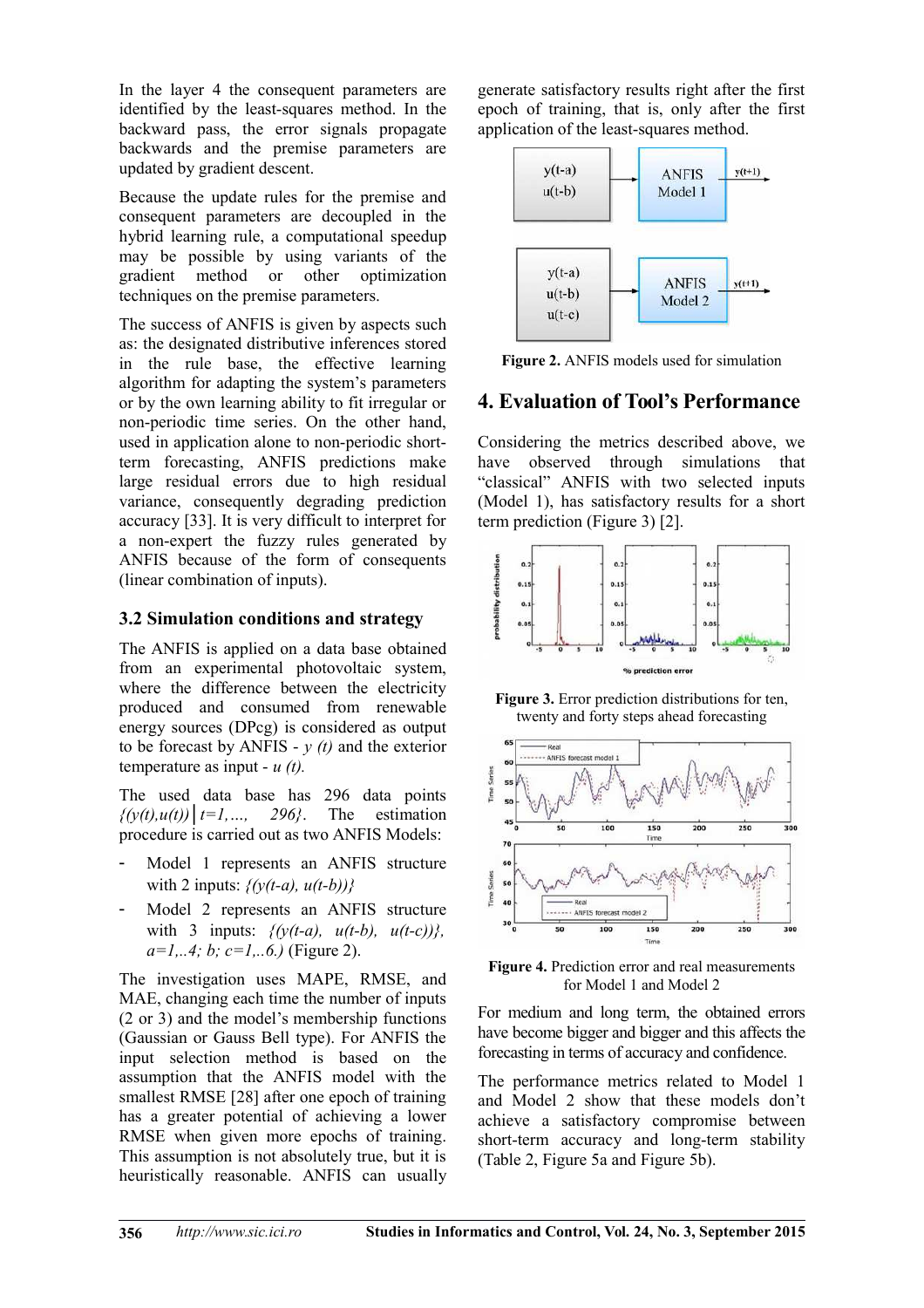In the layer 4 the consequent parameters are identified by the least-squares method. In the backward pass, the error signals propagate backwards and the premise parameters are updated by gradient descent.

Because the update rules for the premise and consequent parameters are decoupled in the hybrid learning rule, a computational speedup may be possible by using variants of the gradient method or other optimization techniques on the premise parameters.

The success of ANFIS is given by aspects such as: the designated distributive inferences stored in the rule base, the effective learning algorithm for adapting the system's parameters or by the own learning ability to fit irregular or non-periodic time series. On the other hand, used in application alone to non-periodic short-term forecasting, ANFIS predictions make large residual errors due to high residual variance, consequently degrading prediction accuracy [33]. It is very difficult to interpret for a non-expert the fuzzy rules generated by ANFIS because of the form of consequents (linear combination of inputs).

### 3.2 Simulation conditions and strategy

The ANFIS is applied on a data base obtained from an experimental photovoltaic system, where the difference between the electricity produced and consumed from renewable energy sources (DPcg) is considered as output to be forecast by ANFIS - $y(t)$ and the exterior temperature as input - $u(t)$.

The used data base has 296 data points $\{(y(t),u(t)) \mid t=1,\ldots,\ 296\}$. The estimation procedure is carried out as two ANFIS Models:

- Model 1 represents an ANFIS structure with 2 inputs: $\{(y(t-a),\ u(t-b))\}$
- Model 2 represents an ANFIS structure with 3 inputs: $\{(y(t-a),\ u(t-b),\ u(t-c))\}$, $a=1,..4;\ b;\ c=1,..6.)$ (Figure 2).

The investigation uses MAPE, RMSE, and MAE, changing each time the number of inputs (2 or 3) and the model's membership functions (Gaussian or Gauss Bell type). For ANFIS the input selection method is based on the assumption that the ANFIS model with the smallest RMSE [28] after one epoch of training has a greater potential of achieving a lower RMSE when given more epochs of training. This assumption is not absolutely true, but it is heuristically reasonable. ANFIS can usually generate satisfactory results right after the first epoch of training, that is, only after the first application of the least-squares method.

**Figure 2.** ANFIS models used for simulation

## 4. Evaluation of Tool's Performance

Considering the metrics described above, we have observed through simulations that "classical" ANFIS with two selected inputs (Model 1), has satisfactory results for a short term prediction (Figure 3) [2].

**Figure 3.** Error prediction distributions for ten, twenty and forty steps ahead forecasting

**Figure 4.** Prediction error and real measurements for Model 1 and Model 2

For medium and long term, the obtained errors have become bigger and bigger and this affects the forecasting in terms of accuracy and confidence.

The performance metrics related to Model 1 and Model 2 show that these models don't achieve a satisfactory compromise between short-term accuracy and long-term stability (Table 2, Figure 5a and Figure 5b).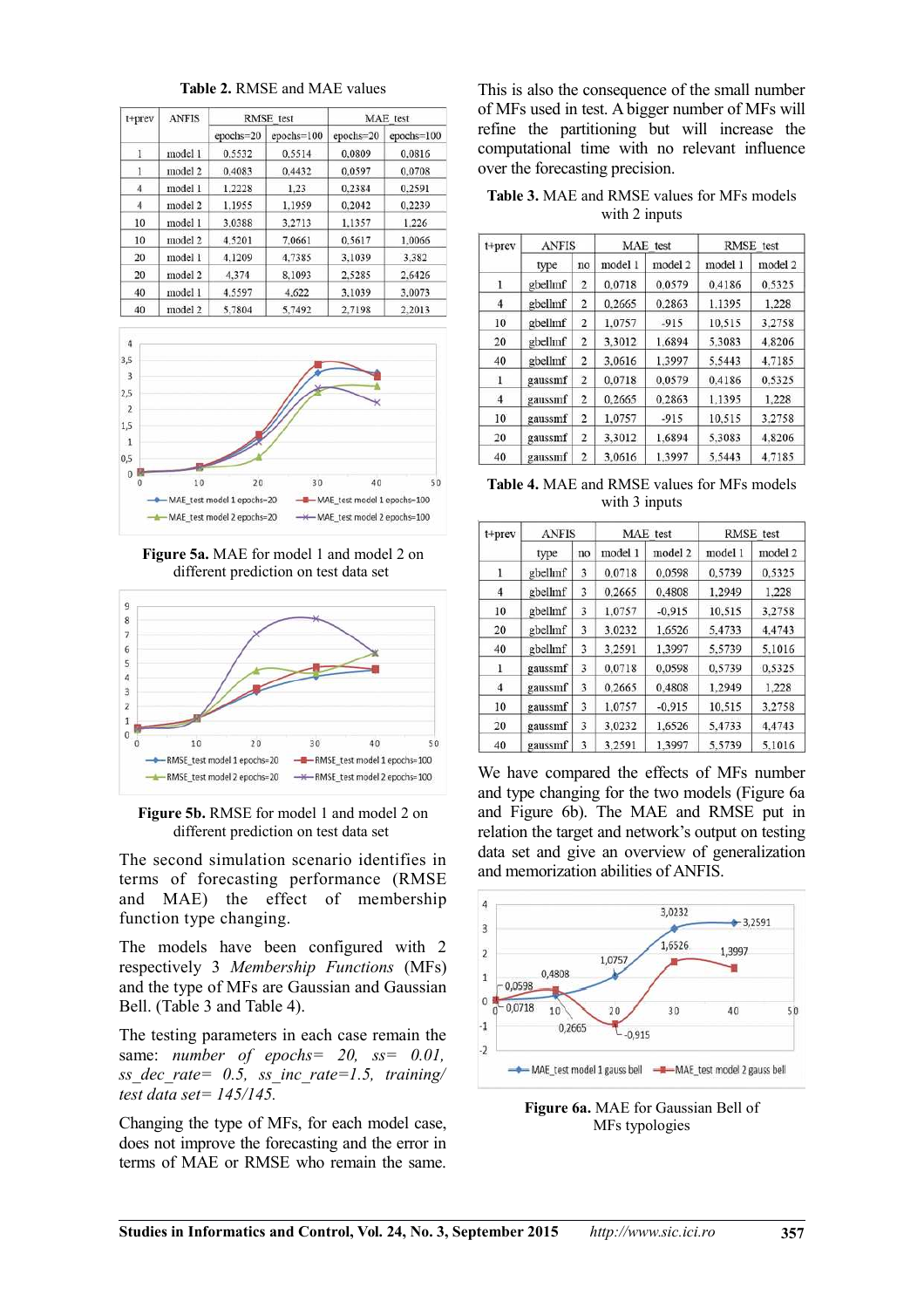**Table 2.** RMSE and MAE values

| t+prev | ANFIS | RMSE_test | | MAE_test | |
|---|---|---|---|---|---|
| | | epochs=20 | epochs=100 | epochs=20 | epochs=100 |
| 1 | model 1 | 0,5532 | 0,5514 | 0,0809 | 0,0816 |
| 1 | model 2 | 0,4083 | 0,4432 | 0,0597 | 0,0708 |
| 4 | model 1 | 1,2228 | 1,23 | 0,2384 | 0,2591 |
| 4 | model 2 | 1,1955 | 1,1959 | 0,2042 | 0,2239 |
| 10 | model 1 | 3,0388 | 3,2713 | 1,1357 | 1,226 |
| 10 | model 2 | 4,5201 | 7,0661 | 0,5617 | 1,0066 |
| 20 | model 1 | 4,1209 | 4,7385 | 3,1039 | 3,382 |
| 20 | model 2 | 4,374 | 8,1093 | 2,5285 | 2,6426 |
| 40 | model 1 | 4,5597 | 4,622 | 3,1039 | 3,0073 |
| 40 | model 2 | 5,7804 | 5,7492 | 2,7198 | 2,2013 |

**Figure 5a.** MAE for model 1 and model 2 on different prediction on test data set

**Figure 5b.** RMSE for model 1 and model 2 on different prediction on test data set

The second simulation scenario identifies in terms of forecasting performance (RMSE and MAE) the effect of membership function type changing.

The models have been configured with 2 respectively 3 *Membership Functions* (MFs) and the type of MFs are Gaussian and Gaussian Bell. (Table 3 and Table 4).

The testing parameters in each case remain the same: *number of epochs= 20, ss= 0.01, ss_dec_rate= 0.5, ss_inc_rate=1.5, training/test data set= 145/145.*

Changing the type of MFs, for each model case, does not improve the forecasting and the error in terms of MAE or RMSE who remain the same. This is also the consequence of the small number of MFs used in test. A bigger number of MFs will refine the partitioning but will increase the computational time with no relevant influence over the forecasting precision.

**Table 3.** MAE and RMSE values for MFs models with 2 inputs

| t+prev | ANFIS | | MAE_test | | RMSE_test | |
|---|---|---|---|---|---|---|
| | type | no | model 1 | model 2 | model 1 | model 2 |
| 1 | gbellmf | 2 | 0,0718 | 0,0579 | 0,4186 | 0,5325 |
| 4 | gbellmf | 2 | 0,2665 | 0,2863 | 1,1395 | 1,228 |
| 10 | gbellmf | 2 | 1,0757 | -915 | 10,515 | 3,2758 |
| 20 | gbellmf | 2 | 3,3012 | 1,6894 | 5,3083 | 4,8206 |
| 40 | gbellmf | 2 | 3,0616 | 1,3997 | 5,5443 | 4,7185 |
| 1 | gaussmf | 2 | 0,0718 | 0,0579 | 0,4186 | 0,5325 |
| 4 | gaussmf | 2 | 0,2665 | 0,2863 | 1,1395 | 1,228 |
| 10 | gaussmf | 2 | 1,0757 | -915 | 10,515 | 3,2758 |
| 20 | gaussmf | 2 | 3,3012 | 1,6894 | 5,3083 | 4,8206 |
| 40 | gaussmf | 2 | 3,0616 | 1,3997 | 5,5443 | 4,7185 |

**Table 4.** MAE and RMSE values for MFs models with 3 inputs

| t+prev | ANFIS | | MAE_test | | RMSE_test | |
|---|---|---|---|---|---|---|
| | type | no | model 1 | model 2 | model 1 | model 2 |
| 1 | gbellmf | 3 | 0,0718 | 0,0598 | 0,5739 | 0,5325 |
| 4 | gbellmf | 3 | 0,2665 | 0,4808 | 1,2949 | 1,228 |
| 10 | gbellmf | 3 | 1,0757 | -0,915 | 10,515 | 3,2758 |
| 20 | gbellmf | 3 | 3,0232 | 1,6526 | 5,4733 | 4,4743 |
| 40 | gbellmf | 3 | 3,2591 | 1,3997 | 5,5739 | 5,1016 |
| 1 | gaussmf | 3 | 0,0718 | 0,0598 | 0,5739 | 0,5325 |
| 4 | gaussmf | 3 | 0,2665 | 0,4808 | 1,2949 | 1,228 |
| 10 | gaussmf | 3 | 1,0757 | -0,915 | 10,515 | 3,2758 |
| 20 | gaussmf | 3 | 3,0232 | 1,6526 | 5,4733 | 4,4743 |
| 40 | gaussmf | 3 | 3,2591 | 1,3997 | 5,5739 | 5,1016 |

We have compared the effects of MFs number and type changing for the two models (Figure 6a and Figure 6b). The MAE and RMSE put in relation the target and network's output on testing data set and give an overview of generalization and memorization abilities of ANFIS.

**Figure 6a.** MAE for Gaussian Bell of MFs typologies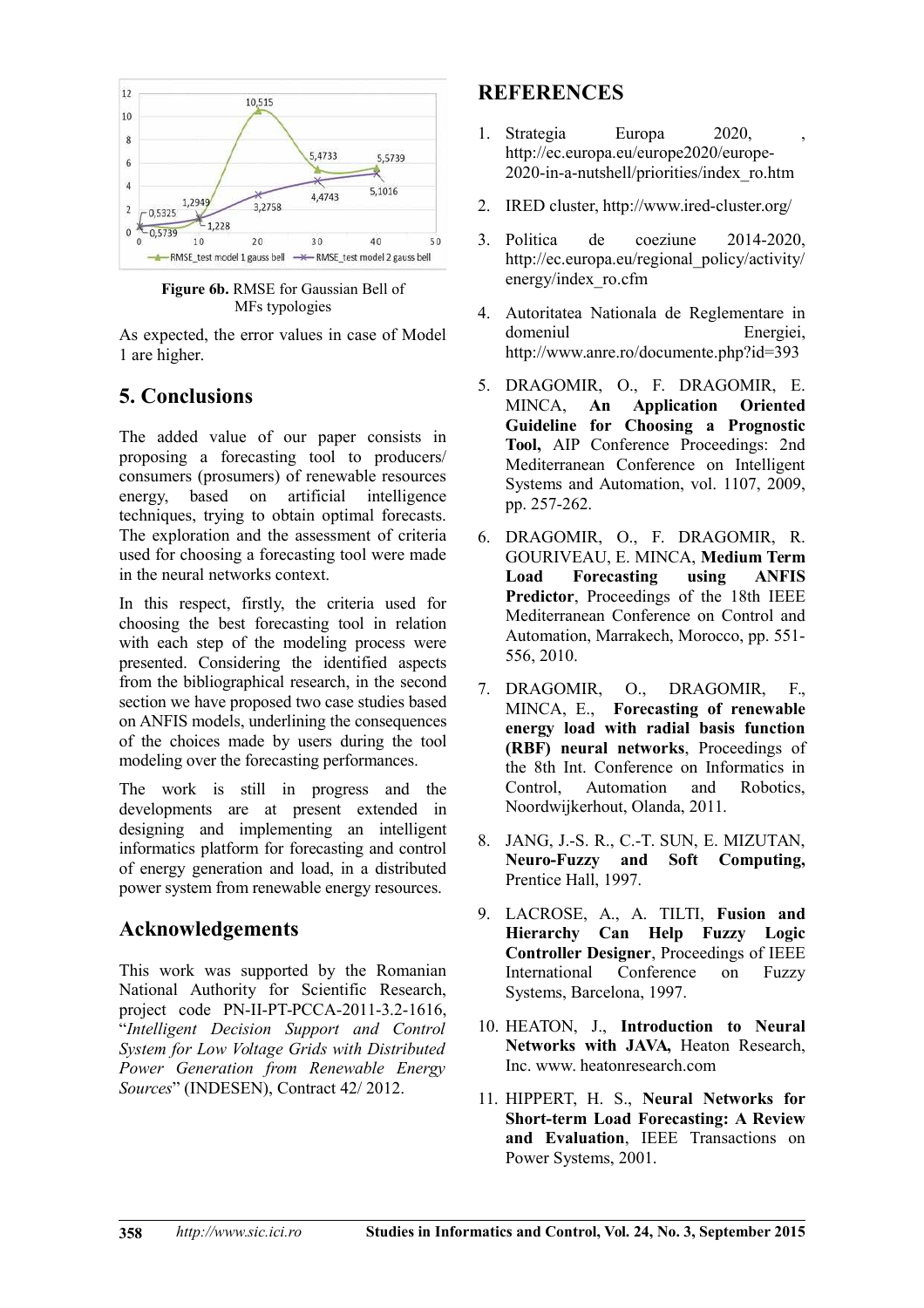**Figure 6b.** RMSE for Gaussian Bell of MFs typologies

As expected, the error values in case of Model 1 are higher.

## 5. Conclusions

The added value of our paper consists in proposing a forecasting tool to producers/ consumers (prosumers) of renewable resources energy, based on artificial intelligence techniques, trying to obtain optimal forecasts. The exploration and the assessment of criteria used for choosing a forecasting tool were made in the neural networks context.

In this respect, firstly, the criteria used for choosing the best forecasting tool in relation with each step of the modeling process were presented. Considering the identified aspects from the bibliographical research, in the second section we have proposed two case studies based on ANFIS models, underlining the consequences of the choices made by users during the tool modeling over the forecasting performances.

The work is still in progress and the developments are at present extended in designing and implementing an intelligent informatics platform for forecasting and control of energy generation and load, in a distributed power system from renewable energy resources.

## Acknowledgements

This work was supported by the Romanian National Authority for Scientific Research, project code PN-II-PT-PCCA-2011-3.2-1616, "*Intelligent Decision Support and Control System for Low Voltage Grids with Distributed Power Generation from Renewable Energy Sources*" (INDESEN), Contract 42/ 2012.

## REFERENCES

1. Strategia Europa 2020, , http://ec.europa.eu/europe2020/europe-2020-in-a-nutshell/priorities/index_ro.htm
2. IRED cluster, http://www.ired-cluster.org/
3. Politica de coeziune 2014-2020, http://ec.europa.eu/regional_policy/activity/energy/index_ro.cfm
4. Autoritatea Nationala de Reglementare in domeniul Energiei, http://www.anre.ro/documente.php?id=393
5. DRAGOMIR, O., F. DRAGOMIR, E. MINCA, **An Application Oriented Guideline for Choosing a Prognostic Tool,** AIP Conference Proceedings: 2nd Mediterranean Conference on Intelligent Systems and Automation, vol. 1107, 2009, pp. 257-262.
6. DRAGOMIR, O., F. DRAGOMIR, R. GOURIVEAU, E. MINCA, **Medium Term Load Forecasting using ANFIS Predictor**, Proceedings of the 18th IEEE Mediterranean Conference on Control and Automation, Marrakech, Morocco, pp. 551-556, 2010.
7. DRAGOMIR, O., DRAGOMIR, F., MINCA, E., **Forecasting of renewable energy load with radial basis function (RBF) neural networks**, Proceedings of the 8th Int. Conference on Informatics in Control, Automation and Robotics, Noordwijkerhout, Olanda, 2011.
8. JANG, J.-S. R., C.-T. SUN, E. MIZUTAN, **Neuro-Fuzzy and Soft Computing,** Prentice Hall, 1997.
9. LACROSE, A., A. TILTI, **Fusion and Hierarchy Can Help Fuzzy Logic Controller Designer**, Proceedings of IEEE International Conference on Fuzzy Systems, Barcelona, 1997.
10. HEATON, J., **Introduction to Neural Networks with JAVA,** Heaton Research, Inc. www. heatonresearch.com
11. HIPPERT, H. S., **Neural Networks for Short-term Load Forecasting: A Review and Evaluation**, IEEE Transactions on Power Systems, 2001.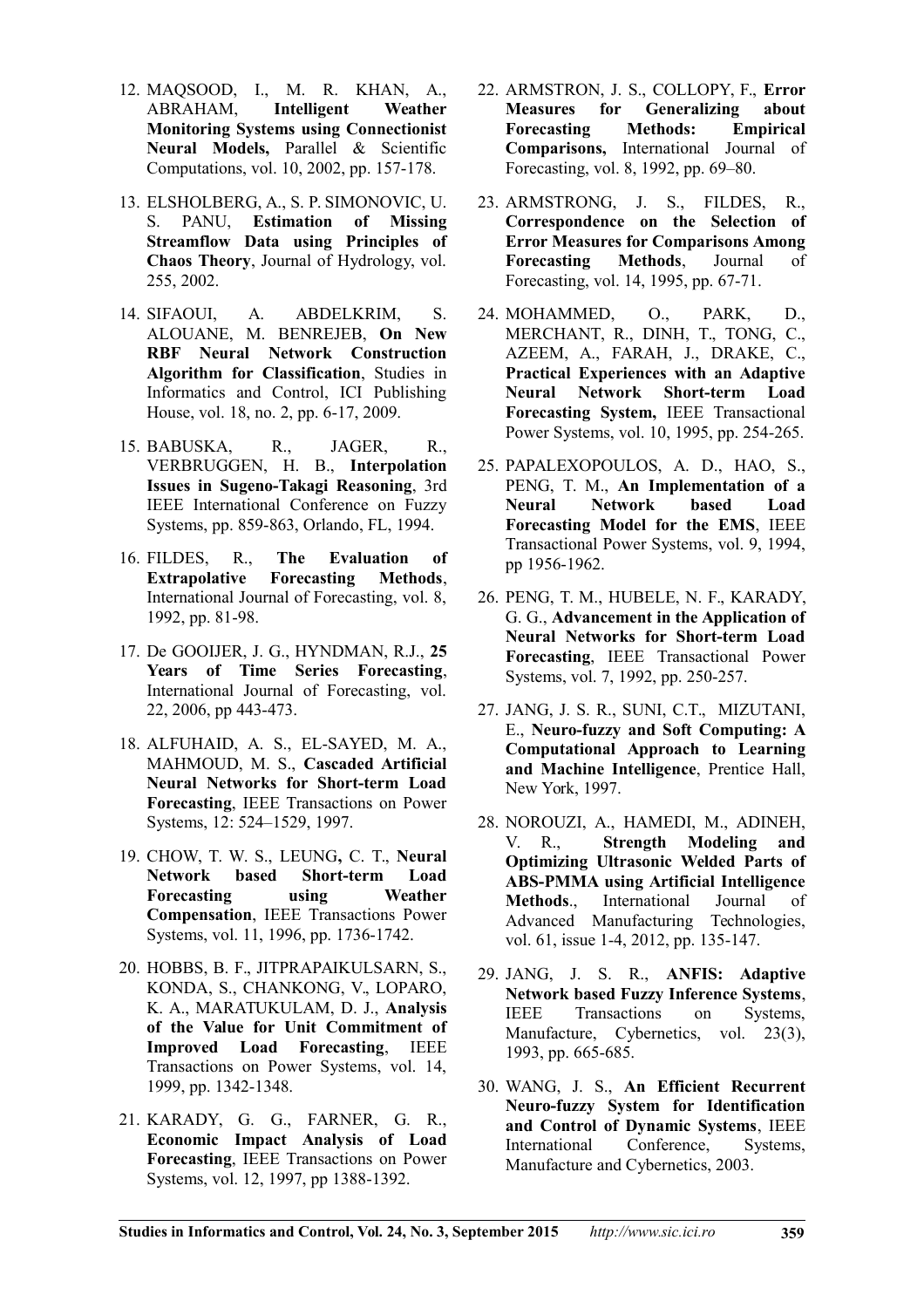12. MAQSOOD, I., M. R. KHAN, A., ABRAHAM, **Intelligent Weather Monitoring Systems using Connectionist Neural Models,** Parallel & Scientific Computations, vol. 10, 2002, pp. 157-178.

13. ELSHOLBERG, A., S. P. SIMONOVIC, U. S. PANU, **Estimation of Missing Streamflow Data using Principles of Chaos Theory**, Journal of Hydrology, vol. 255, 2002.

14. SIFAOUI, A. ABDELKRIM, S. ALOUANE, M. BENREJEB, **On New RBF Neural Network Construction Algorithm for Classification**, Studies in Informatics and Control, ICI Publishing House, vol. 18, no. 2, pp. 6-17, 2009.

15. BABUSKA, R., JAGER, R., VERBRUGGEN, H. B., **Interpolation Issues in Sugeno-Takagi Reasoning**, 3rd IEEE International Conference on Fuzzy Systems, pp. 859-863, Orlando, FL, 1994.

16. FILDES, R., **The Evaluation of Extrapolative Forecasting Methods**, International Journal of Forecasting, vol. 8, 1992, pp. 81-98.

17. De GOOIJER, J. G., HYNDMAN, R.J., **25 Years of Time Series Forecasting**, International Journal of Forecasting, vol. 22, 2006, pp 443-473.

18. ALFUHAID, A. S., EL-SAYED, M. A., MAHMOUD, M. S., **Cascaded Artificial Neural Networks for Short-term Load Forecasting**, IEEE Transactions on Power Systems, 12: 524–1529, 1997.

19. CHOW, T. W. S., LEUNG**,** C. T., **Neural Network based Short-term Load Forecasting using Weather Compensation**, IEEE Transactions Power Systems, vol. 11, 1996, pp. 1736-1742.

20. HOBBS, B. F., JITPRAPAIKULSARN, S., KONDA, S., CHANKONG, V., LOPARO, K. A., MARATUKULAM, D. J., **Analysis of the Value for Unit Commitment of Improved Load Forecasting**, IEEE Transactions on Power Systems, vol. 14, 1999, pp. 1342-1348.

21. KARADY, G. G., FARNER, G. R., **Economic Impact Analysis of Load Forecasting**, IEEE Transactions on Power Systems, vol. 12, 1997, pp 1388-1392.

22. ARMSTRON, J. S., COLLOPY, F., **Error Measures for Generalizing about Forecasting Methods: Empirical Comparisons,** International Journal of Forecasting, vol. 8, 1992, pp. 69–80.

23. ARMSTRONG, J. S., FILDES, R., **Correspondence on the Selection of Error Measures for Comparisons Among Forecasting Methods**, Journal of Forecasting, vol. 14, 1995, pp. 67-71.

24. MOHAMMED, O., PARK, D., MERCHANT, R., DINH, T., TONG, C., AZEEM, A., FARAH, J., DRAKE, C., **Practical Experiences with an Adaptive Neural Network Short-term Load Forecasting System,** IEEE Transactional Power Systems, vol. 10, 1995, pp. 254-265.

25. PAPALEXOPOULOS, A. D., HAO, S., PENG, T. M., **An Implementation of a Neural Network based Load Forecasting Model for the EMS**, IEEE Transactional Power Systems, vol. 9, 1994, pp 1956-1962.

26. PENG, T. M., HUBELE, N. F., KARADY, G. G., **Advancement in the Application of Neural Networks for Short-term Load Forecasting**, IEEE Transactional Power Systems, vol. 7, 1992, pp. 250-257.

27. JANG, J. S. R., SUNI, C.T., MIZUTANI, E., **Neuro-fuzzy and Soft Computing: A Computational Approach to Learning and Machine Intelligence**, Prentice Hall, New York, 1997.

28. NOROUZI, A., HAMEDI, M., ADINEH, V. R., **Strength Modeling and Optimizing Ultrasonic Welded Parts of ABS-PMMA using Artificial Intelligence Methods**., International Journal of Advanced Manufacturing Technologies, vol. 61, issue 1-4, 2012, pp. 135-147.

29. JANG, J. S. R., **ANFIS: Adaptive Network based Fuzzy Inference Systems**, IEEE Transactions on Systems, Manufacture, Cybernetics, vol. 23(3), 1993, pp. 665-685.

30. WANG, J. S., **An Efficient Recurrent Neuro-fuzzy System for Identification and Control of Dynamic Systems**, IEEE International Conference, Systems, Manufacture and Cybernetics, 2003.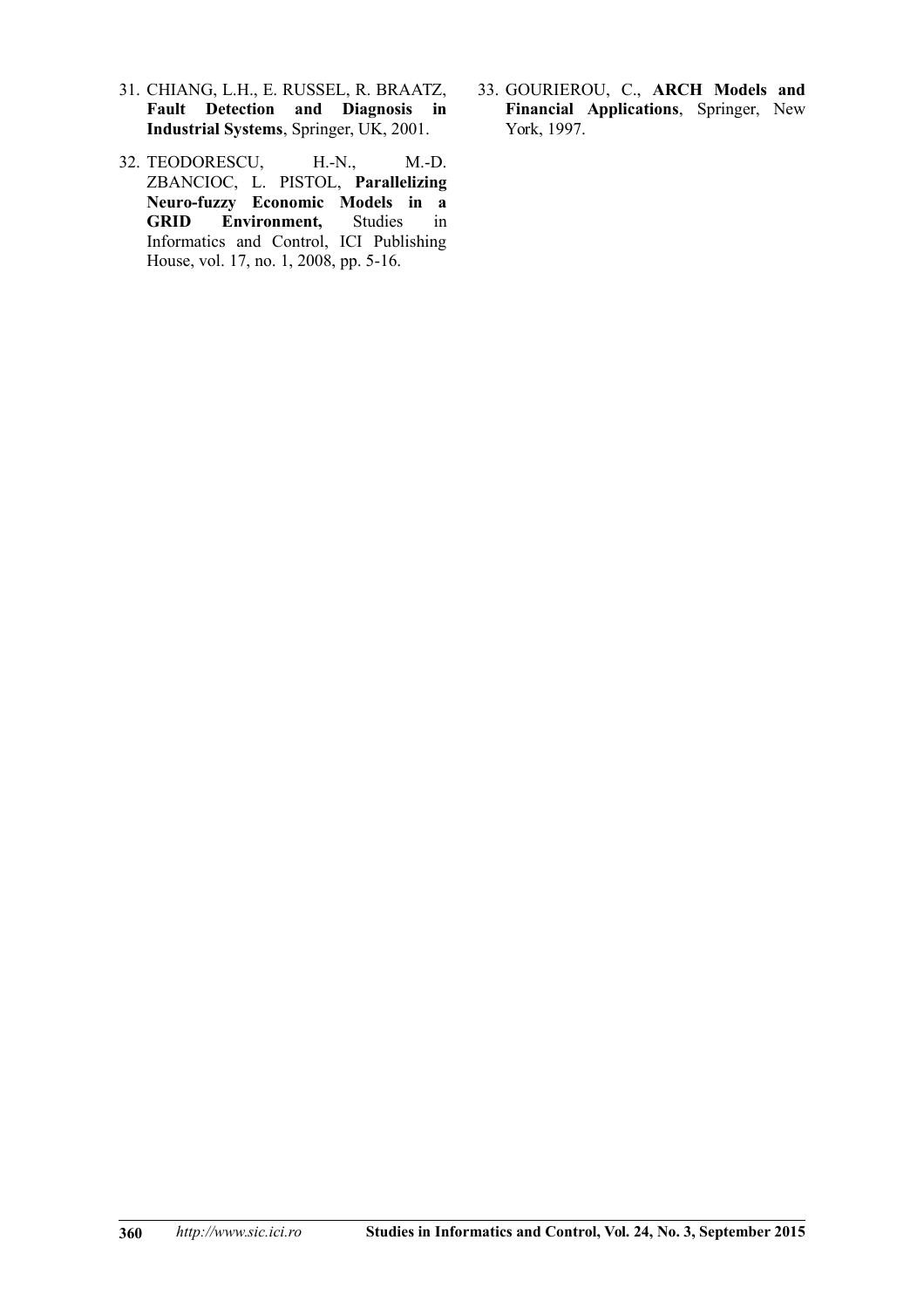31. CHIANG, L.H., E. RUSSEL, R. BRAATZ, **Fault Detection and Diagnosis in Industrial Systems**, Springer, UK, 2001.

32. TEODORESCU, H.-N., M.-D. ZBANCIOC, L. PISTOL, **Parallelizing Neuro-fuzzy Economic Models in a GRID Environment,** Studies in Informatics and Control, ICI Publishing House, vol. 17, no. 1, 2008, pp. 5-16.

33. GOURIEROU, C., **ARCH Models and Financial Applications**, Springer, New York, 1997.